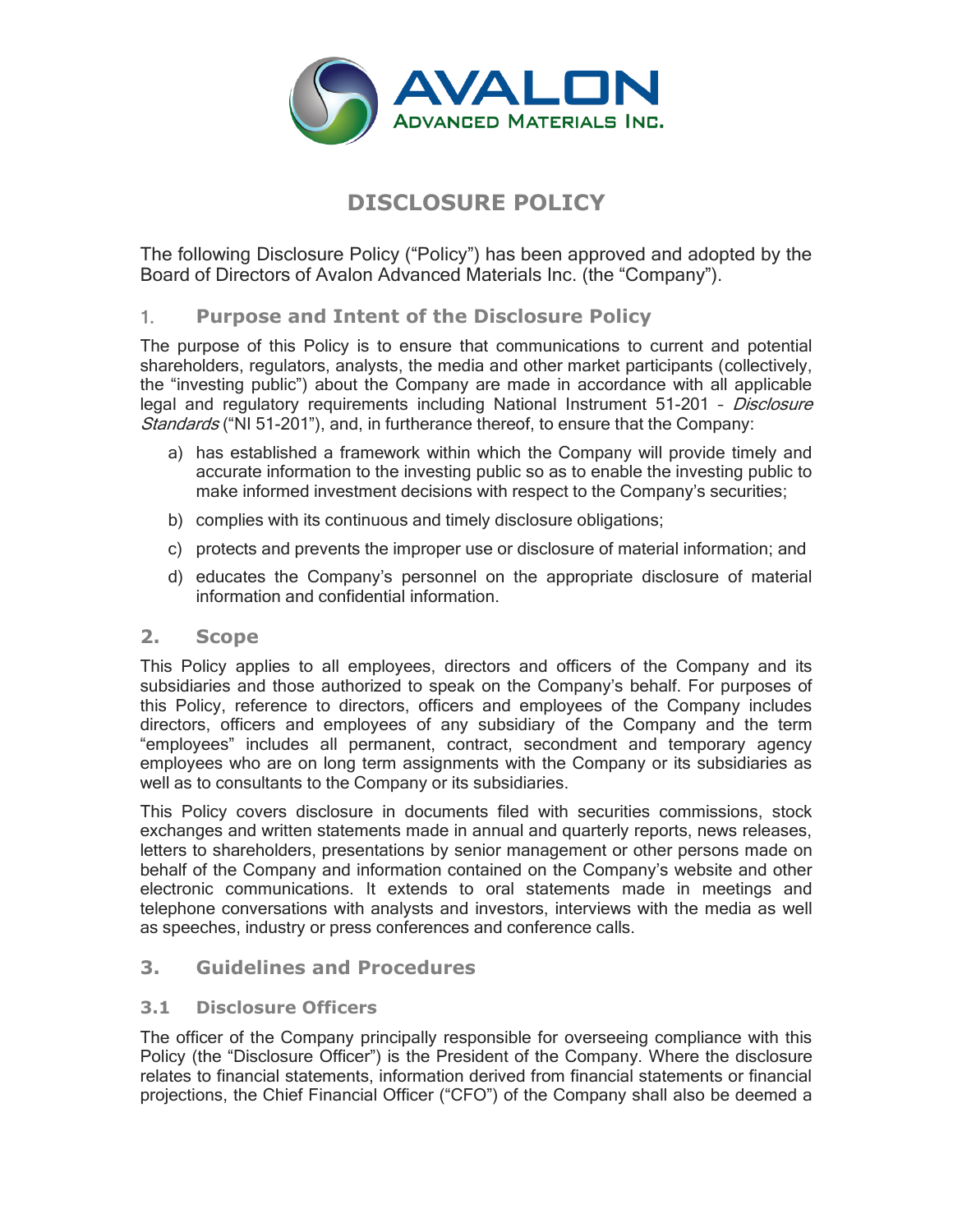# DISCLOSURE POLICY

The following Disclosure Policy ("Policy") has been approved and adopted by the Board of Directors of Avalon Advanced Materials Inc. (the "Company").

## 1. Purpose and Intent of the Disclosure Policy

The purpose of this Policy is to ensure that communications to current and potential shareholders, regulators, analysts, the media and other market participants (collectively, the "investing public") about the Company are made in accordance with all applicable legal and regulatory requirements including National Instrument 51-201 – *Disclosure Standards* ("NI 51-201"), and, in furtherance thereof, to ensure that the Company:

a) has established a framework within which the Company will provide timely and accurate information to the investing public so as to enable the investing public to make informed investment decisions with respect to the Company's securities;

b) complies with its continuous and timely disclosure obligations;

c) protects and prevents the improper use or disclosure of material information; and

d) educates the Company's personnel on the appropriate disclosure of material information and confidential information.

## 2. Scope

This Policy applies to all employees, directors and officers of the Company and its subsidiaries and those authorized to speak on the Company's behalf. For purposes of this Policy, reference to directors, officers and employees of the Company includes directors, officers and employees of any subsidiary of the Company and the term "employees" includes all permanent, contract, secondment and temporary agency employees who are on long term assignments with the Company or its subsidiaries as well as to consultants to the Company or its subsidiaries.

This Policy covers disclosure in documents filed with securities commissions, stock exchanges and written statements made in annual and quarterly reports, news releases, letters to shareholders, presentations by senior management or other persons made on behalf of the Company and information contained on the Company's website and other electronic communications. It extends to oral statements made in meetings and telephone conversations with analysts and investors, interviews with the media as well as speeches, industry or press conferences and conference calls.

## 3. Guidelines and Procedures

### 3.1 Disclosure Officers

The officer of the Company principally responsible for overseeing compliance with this Policy (the "Disclosure Officer") is the President of the Company. Where the disclosure relates to financial statements, information derived from financial statements or financial projections, the Chief Financial Officer ("CFO") of the Company shall also be deemed a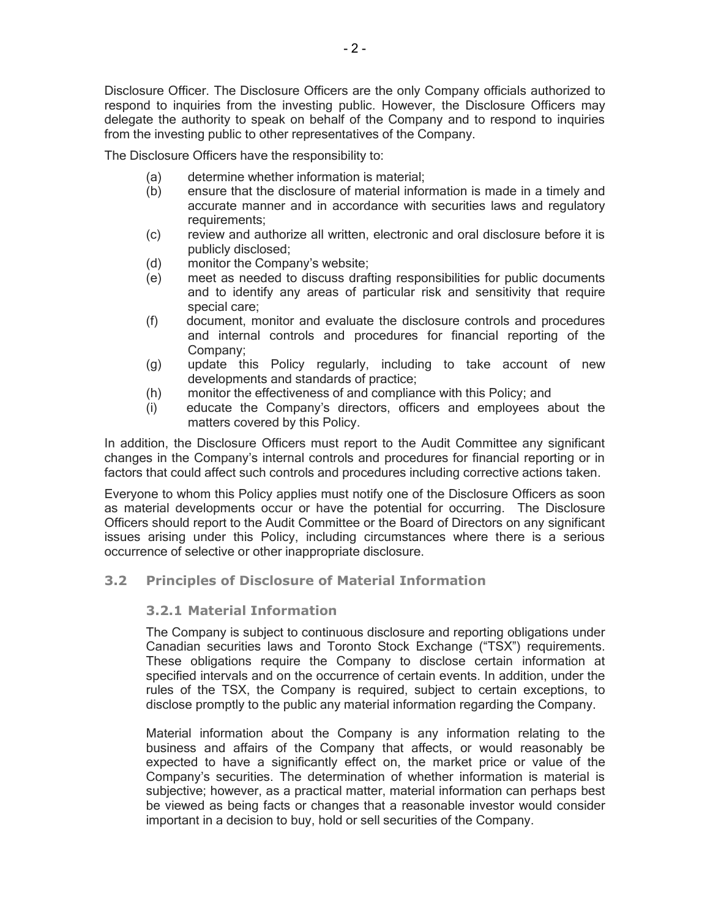Disclosure Officer. The Disclosure Officers are the only Company officials authorized to respond to inquiries from the investing public. However, the Disclosure Officers may delegate the authority to speak on behalf of the Company and to respond to inquiries from the investing public to other representatives of the Company.

The Disclosure Officers have the responsibility to:

(a) determine whether information is material;

(b) ensure that the disclosure of material information is made in a timely and accurate manner and in accordance with securities laws and regulatory requirements;

(c) review and authorize all written, electronic and oral disclosure before it is publicly disclosed;

(d) monitor the Company's website;

(e) meet as needed to discuss drafting responsibilities for public documents and to identify any areas of particular risk and sensitivity that require special care;

(f) document, monitor and evaluate the disclosure controls and procedures and internal controls and procedures for financial reporting of the Company;

(g) update this Policy regularly, including to take account of new developments and standards of practice;

(h) monitor the effectiveness of and compliance with this Policy; and

(i) educate the Company's directors, officers and employees about the matters covered by this Policy.

In addition, the Disclosure Officers must report to the Audit Committee any significant changes in the Company's internal controls and procedures for financial reporting or in factors that could affect such controls and procedures including corrective actions taken.

Everyone to whom this Policy applies must notify one of the Disclosure Officers as soon as material developments occur or have the potential for occurring. The Disclosure Officers should report to the Audit Committee or the Board of Directors on any significant issues arising under this Policy, including circumstances where there is a serious occurrence of selective or other inappropriate disclosure.

## 3.2 Principles of Disclosure of Material Information

### 3.2.1 Material Information

The Company is subject to continuous disclosure and reporting obligations under Canadian securities laws and Toronto Stock Exchange ("TSX") requirements. These obligations require the Company to disclose certain information at specified intervals and on the occurrence of certain events. In addition, under the rules of the TSX, the Company is required, subject to certain exceptions, to disclose promptly to the public any material information regarding the Company.

Material information about the Company is any information relating to the business and affairs of the Company that affects, or would reasonably be expected to have a significantly effect on, the market price or value of the Company's securities. The determination of whether information is material is subjective; however, as a practical matter, material information can perhaps best be viewed as being facts or changes that a reasonable investor would consider important in a decision to buy, hold or sell securities of the Company.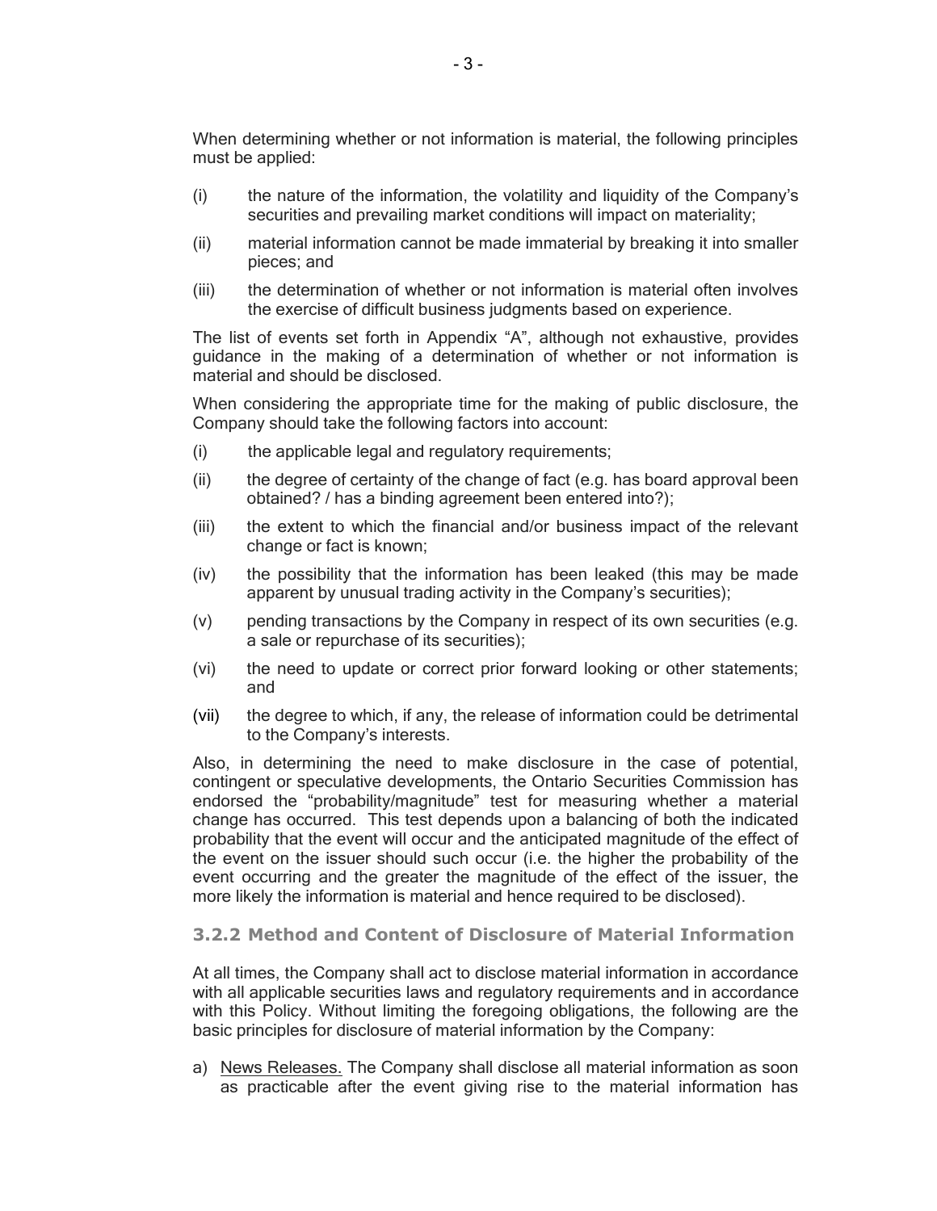When determining whether or not information is material, the following principles must be applied:

(i) the nature of the information, the volatility and liquidity of the Company's securities and prevailing market conditions will impact on materiality;

(ii) material information cannot be made immaterial by breaking it into smaller pieces; and

(iii) the determination of whether or not information is material often involves the exercise of difficult business judgments based on experience.

The list of events set forth in Appendix "A", although not exhaustive, provides guidance in the making of a determination of whether or not information is material and should be disclosed.

When considering the appropriate time for the making of public disclosure, the Company should take the following factors into account:

(i) the applicable legal and regulatory requirements;

(ii) the degree of certainty of the change of fact (e.g. has board approval been obtained? / has a binding agreement been entered into?);

(iii) the extent to which the financial and/or business impact of the relevant change or fact is known;

(iv) the possibility that the information has been leaked (this may be made apparent by unusual trading activity in the Company's securities);

(v) pending transactions by the Company in respect of its own securities (e.g. a sale or repurchase of its securities);

(vi) the need to update or correct prior forward looking or other statements; and

(vii) the degree to which, if any, the release of information could be detrimental to the Company's interests.

Also, in determining the need to make disclosure in the case of potential, contingent or speculative developments, the Ontario Securities Commission has endorsed the "probability/magnitude" test for measuring whether a material change has occurred. This test depends upon a balancing of both the indicated probability that the event will occur and the anticipated magnitude of the effect of the event on the issuer should such occur (i.e. the higher the probability of the event occurring and the greater the magnitude of the effect of the issuer, the more likely the information is material and hence required to be disclosed).

### 3.2.2 Method and Content of Disclosure of Material Information

At all times, the Company shall act to disclose material information in accordance with all applicable securities laws and regulatory requirements and in accordance with this Policy. Without limiting the foregoing obligations, the following are the basic principles for disclosure of material information by the Company:

a) News Releases. The Company shall disclose all material information as soon as practicable after the event giving rise to the material information has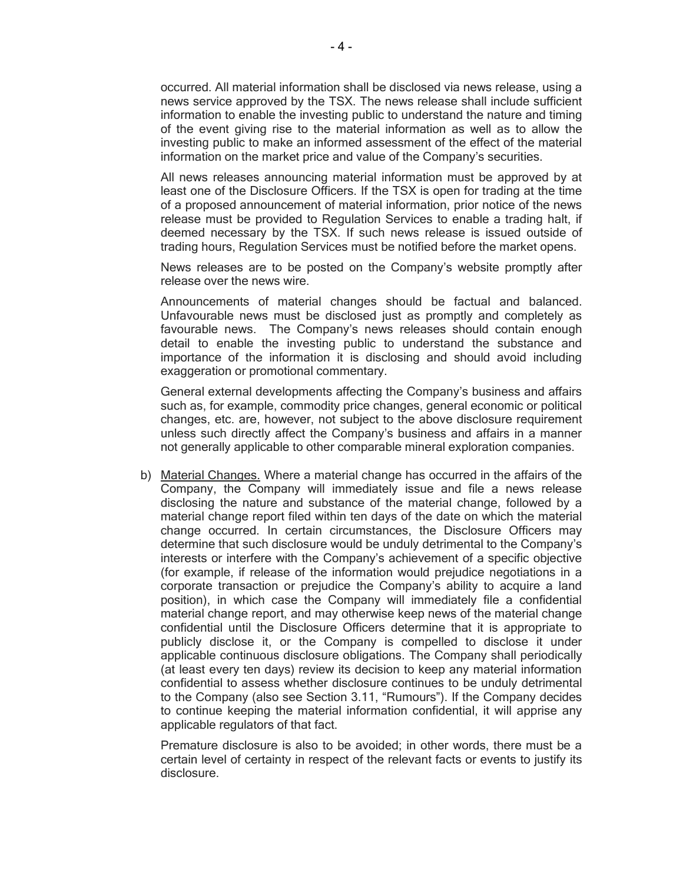occurred. All material information shall be disclosed via news release, using a news service approved by the TSX. The news release shall include sufficient information to enable the investing public to understand the nature and timing of the event giving rise to the material information as well as to allow the investing public to make an informed assessment of the effect of the material information on the market price and value of the Company's securities.

All news releases announcing material information must be approved by at least one of the Disclosure Officers. If the TSX is open for trading at the time of a proposed announcement of material information, prior notice of the news release must be provided to Regulation Services to enable a trading halt, if deemed necessary by the TSX. If such news release is issued outside of trading hours, Regulation Services must be notified before the market opens.

News releases are to be posted on the Company's website promptly after release over the news wire.

Announcements of material changes should be factual and balanced. Unfavourable news must be disclosed just as promptly and completely as favourable news. The Company's news releases should contain enough detail to enable the investing public to understand the substance and importance of the information it is disclosing and should avoid including exaggeration or promotional commentary.

General external developments affecting the Company's business and affairs such as, for example, commodity price changes, general economic or political changes, etc. are, however, not subject to the above disclosure requirement unless such directly affect the Company's business and affairs in a manner not generally applicable to other comparable mineral exploration companies.

b) <u>Material Changes.</u> Where a material change has occurred in the affairs of the Company, the Company will immediately issue and file a news release disclosing the nature and substance of the material change, followed by a material change report filed within ten days of the date on which the material change occurred. In certain circumstances, the Disclosure Officers may determine that such disclosure would be unduly detrimental to the Company's interests or interfere with the Company's achievement of a specific objective (for example, if release of the information would prejudice negotiations in a corporate transaction or prejudice the Company's ability to acquire a land position), in which case the Company will immediately file a confidential material change report, and may otherwise keep news of the material change confidential until the Disclosure Officers determine that it is appropriate to publicly disclose it, or the Company is compelled to disclose it under applicable continuous disclosure obligations. The Company shall periodically (at least every ten days) review its decision to keep any material information confidential to assess whether disclosure continues to be unduly detrimental to the Company (also see Section 3.11, "Rumours"). If the Company decides to continue keeping the material information confidential, it will apprise any applicable regulators of that fact.

   Premature disclosure is also to be avoided; in other words, there must be a certain level of certainty in respect of the relevant facts or events to justify its disclosure.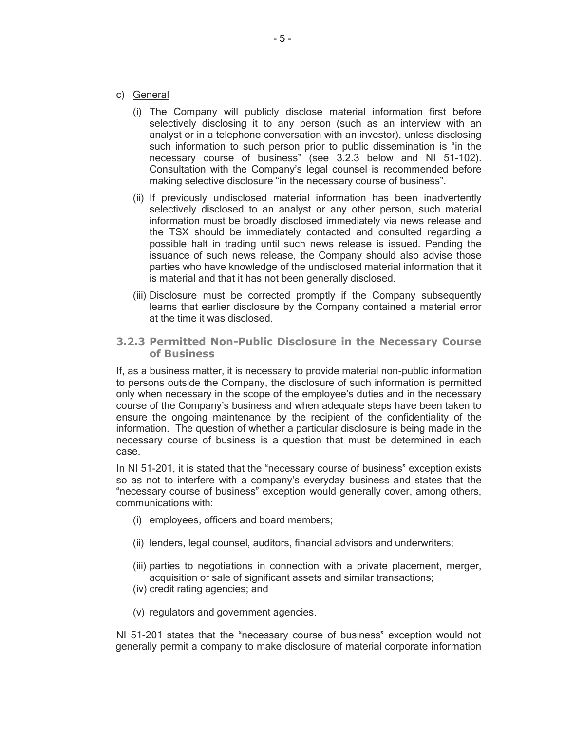c) General

(i) The Company will publicly disclose material information first before selectively disclosing it to any person (such as an interview with an analyst or in a telephone conversation with an investor), unless disclosing such information to such person prior to public dissemination is "in the necessary course of business" (see 3.2.3 below and NI 51-102). Consultation with the Company's legal counsel is recommended before making selective disclosure "in the necessary course of business".

(ii) If previously undisclosed material information has been inadvertently selectively disclosed to an analyst or any other person, such material information must be broadly disclosed immediately via news release and the TSX should be immediately contacted and consulted regarding a possible halt in trading until such news release is issued. Pending the issuance of such news release, the Company should also advise those parties who have knowledge of the undisclosed material information that it is material and that it has not been generally disclosed.

(iii) Disclosure must be corrected promptly if the Company subsequently learns that earlier disclosure by the Company contained a material error at the time it was disclosed.

### 3.2.3 Permitted Non-Public Disclosure in the Necessary Course of Business

If, as a business matter, it is necessary to provide material non-public information to persons outside the Company, the disclosure of such information is permitted only when necessary in the scope of the employee's duties and in the necessary course of the Company's business and when adequate steps have been taken to ensure the ongoing maintenance by the recipient of the confidentiality of the information. The question of whether a particular disclosure is being made in the necessary course of business is a question that must be determined in each case.

In NI 51-201, it is stated that the "necessary course of business" exception exists so as not to interfere with a company's everyday business and states that the "necessary course of business" exception would generally cover, among others, communications with:

(i) employees, officers and board members;

(ii) lenders, legal counsel, auditors, financial advisors and underwriters;

(iii) parties to negotiations in connection with a private placement, merger, acquisition or sale of significant assets and similar transactions;

(iv) credit rating agencies; and

(v) regulators and government agencies.

NI 51-201 states that the "necessary course of business" exception would not generally permit a company to make disclosure of material corporate information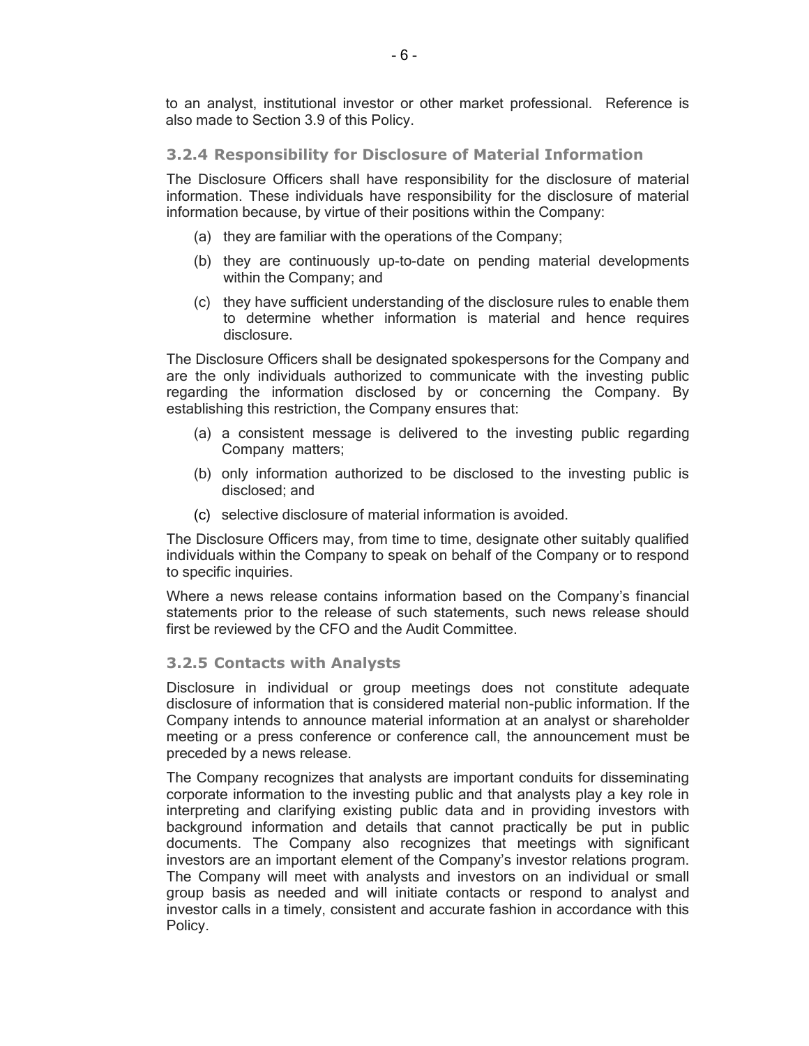to an analyst, institutional investor or other market professional. Reference is also made to Section 3.9 of this Policy.

### 3.2.4 Responsibility for Disclosure of Material Information

The Disclosure Officers shall have responsibility for the disclosure of material information. These individuals have responsibility for the disclosure of material information because, by virtue of their positions within the Company:

(a) they are familiar with the operations of the Company;

(b) they are continuously up-to-date on pending material developments within the Company; and

(c) they have sufficient understanding of the disclosure rules to enable them to determine whether information is material and hence requires disclosure.

The Disclosure Officers shall be designated spokespersons for the Company and are the only individuals authorized to communicate with the investing public regarding the information disclosed by or concerning the Company. By establishing this restriction, the Company ensures that:

(a) a consistent message is delivered to the investing public regarding Company matters;

(b) only information authorized to be disclosed to the investing public is disclosed; and

(c) selective disclosure of material information is avoided.

The Disclosure Officers may, from time to time, designate other suitably qualified individuals within the Company to speak on behalf of the Company or to respond to specific inquiries.

Where a news release contains information based on the Company's financial statements prior to the release of such statements, such news release should first be reviewed by the CFO and the Audit Committee.

### 3.2.5 Contacts with Analysts

Disclosure in individual or group meetings does not constitute adequate disclosure of information that is considered material non-public information. If the Company intends to announce material information at an analyst or shareholder meeting or a press conference or conference call, the announcement must be preceded by a news release.

The Company recognizes that analysts are important conduits for disseminating corporate information to the investing public and that analysts play a key role in interpreting and clarifying existing public data and in providing investors with background information and details that cannot practically be put in public documents. The Company also recognizes that meetings with significant investors are an important element of the Company's investor relations program. The Company will meet with analysts and investors on an individual or small group basis as needed and will initiate contacts or respond to analyst and investor calls in a timely, consistent and accurate fashion in accordance with this Policy.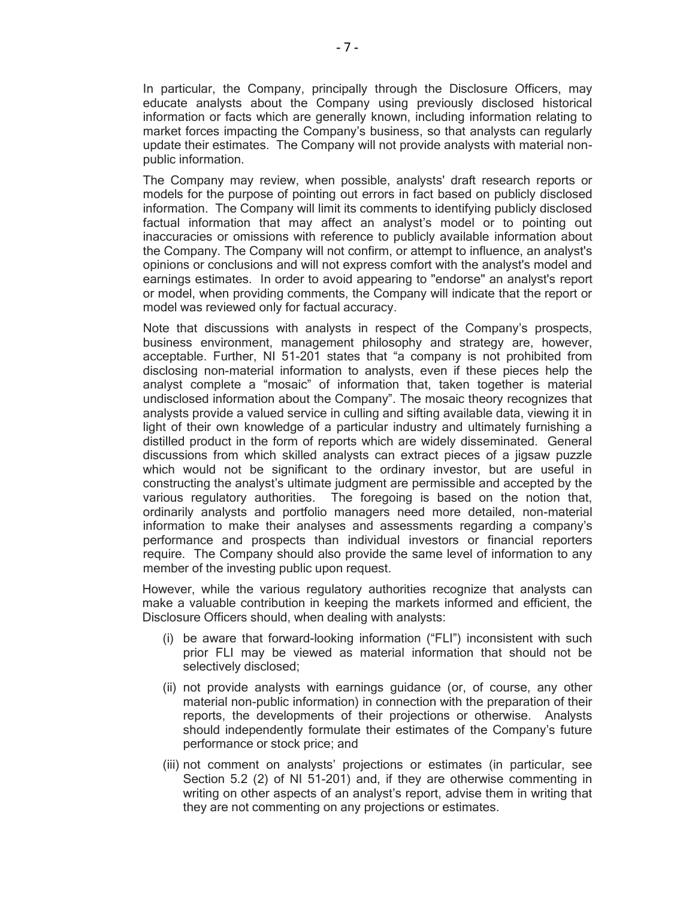In particular, the Company, principally through the Disclosure Officers, may educate analysts about the Company using previously disclosed historical information or facts which are generally known, including information relating to market forces impacting the Company's business, so that analysts can regularly update their estimates. The Company will not provide analysts with material non-public information.

The Company may review, when possible, analysts' draft research reports or models for the purpose of pointing out errors in fact based on publicly disclosed information. The Company will limit its comments to identifying publicly disclosed factual information that may affect an analyst's model or to pointing out inaccuracies or omissions with reference to publicly available information about the Company. The Company will not confirm, or attempt to influence, an analyst's opinions or conclusions and will not express comfort with the analyst's model and earnings estimates. In order to avoid appearing to "endorse" an analyst's report or model, when providing comments, the Company will indicate that the report or model was reviewed only for factual accuracy.

Note that discussions with analysts in respect of the Company's prospects, business environment, management philosophy and strategy are, however, acceptable. Further, NI 51-201 states that "a company is not prohibited from disclosing non-material information to analysts, even if these pieces help the analyst complete a "mosaic" of information that, taken together is material undisclosed information about the Company". The mosaic theory recognizes that analysts provide a valued service in culling and sifting available data, viewing it in light of their own knowledge of a particular industry and ultimately furnishing a distilled product in the form of reports which are widely disseminated. General discussions from which skilled analysts can extract pieces of a jigsaw puzzle which would not be significant to the ordinary investor, but are useful in constructing the analyst's ultimate judgment are permissible and accepted by the various regulatory authorities. The foregoing is based on the notion that, ordinarily analysts and portfolio managers need more detailed, non-material information to make their analyses and assessments regarding a company's performance and prospects than individual investors or financial reporters require. The Company should also provide the same level of information to any member of the investing public upon request.

However, while the various regulatory authorities recognize that analysts can make a valuable contribution in keeping the markets informed and efficient, the Disclosure Officers should, when dealing with analysts:

(i) be aware that forward-looking information ("FLI") inconsistent with such prior FLI may be viewed as material information that should not be selectively disclosed;

(ii) not provide analysts with earnings guidance (or, of course, any other material non-public information) in connection with the preparation of their reports, the developments of their projections or otherwise. Analysts should independently formulate their estimates of the Company's future performance or stock price; and

(iii) not comment on analysts' projections or estimates (in particular, see Section 5.2 (2) of NI 51-201) and, if they are otherwise commenting in writing on other aspects of an analyst's report, advise them in writing that they are not commenting on any projections or estimates.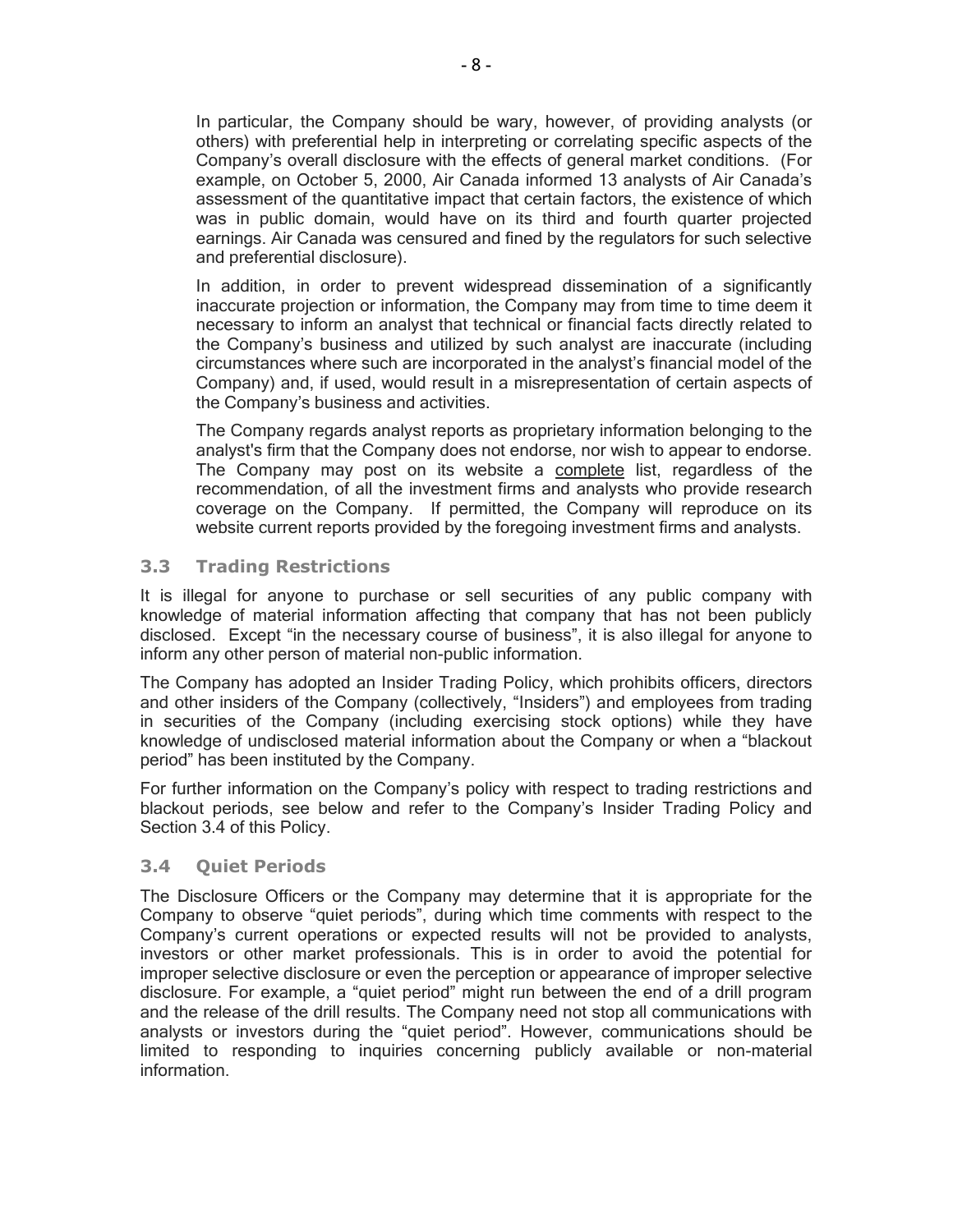In particular, the Company should be wary, however, of providing analysts (or others) with preferential help in interpreting or correlating specific aspects of the Company's overall disclosure with the effects of general market conditions. (For example, on October 5, 2000, Air Canada informed 13 analysts of Air Canada's assessment of the quantitative impact that certain factors, the existence of which was in public domain, would have on its third and fourth quarter projected earnings. Air Canada was censured and fined by the regulators for such selective and preferential disclosure).

In addition, in order to prevent widespread dissemination of a significantly inaccurate projection or information, the Company may from time to time deem it necessary to inform an analyst that technical or financial facts directly related to the Company's business and utilized by such analyst are inaccurate (including circumstances where such are incorporated in the analyst's financial model of the Company) and, if used, would result in a misrepresentation of certain aspects of the Company's business and activities.

The Company regards analyst reports as proprietary information belonging to the analyst's firm that the Company does not endorse, nor wish to appear to endorse. The Company may post on its website a <u>complete</u> list, regardless of the recommendation, of all the investment firms and analysts who provide research coverage on the Company. If permitted, the Company will reproduce on its website current reports provided by the foregoing investment firms and analysts.

### 3.3 Trading Restrictions

It is illegal for anyone to purchase or sell securities of any public company with knowledge of material information affecting that company that has not been publicly disclosed. Except "in the necessary course of business", it is also illegal for anyone to inform any other person of material non-public information.

The Company has adopted an Insider Trading Policy, which prohibits officers, directors and other insiders of the Company (collectively, "Insiders") and employees from trading in securities of the Company (including exercising stock options) while they have knowledge of undisclosed material information about the Company or when a "blackout period" has been instituted by the Company.

For further information on the Company's policy with respect to trading restrictions and blackout periods, see below and refer to the Company's Insider Trading Policy and Section 3.4 of this Policy.

### 3.4 Quiet Periods

The Disclosure Officers or the Company may determine that it is appropriate for the Company to observe "quiet periods", during which time comments with respect to the Company's current operations or expected results will not be provided to analysts, investors or other market professionals. This is in order to avoid the potential for improper selective disclosure or even the perception or appearance of improper selective disclosure. For example, a "quiet period" might run between the end of a drill program and the release of the drill results. The Company need not stop all communications with analysts or investors during the "quiet period". However, communications should be limited to responding to inquiries concerning publicly available or non-material information.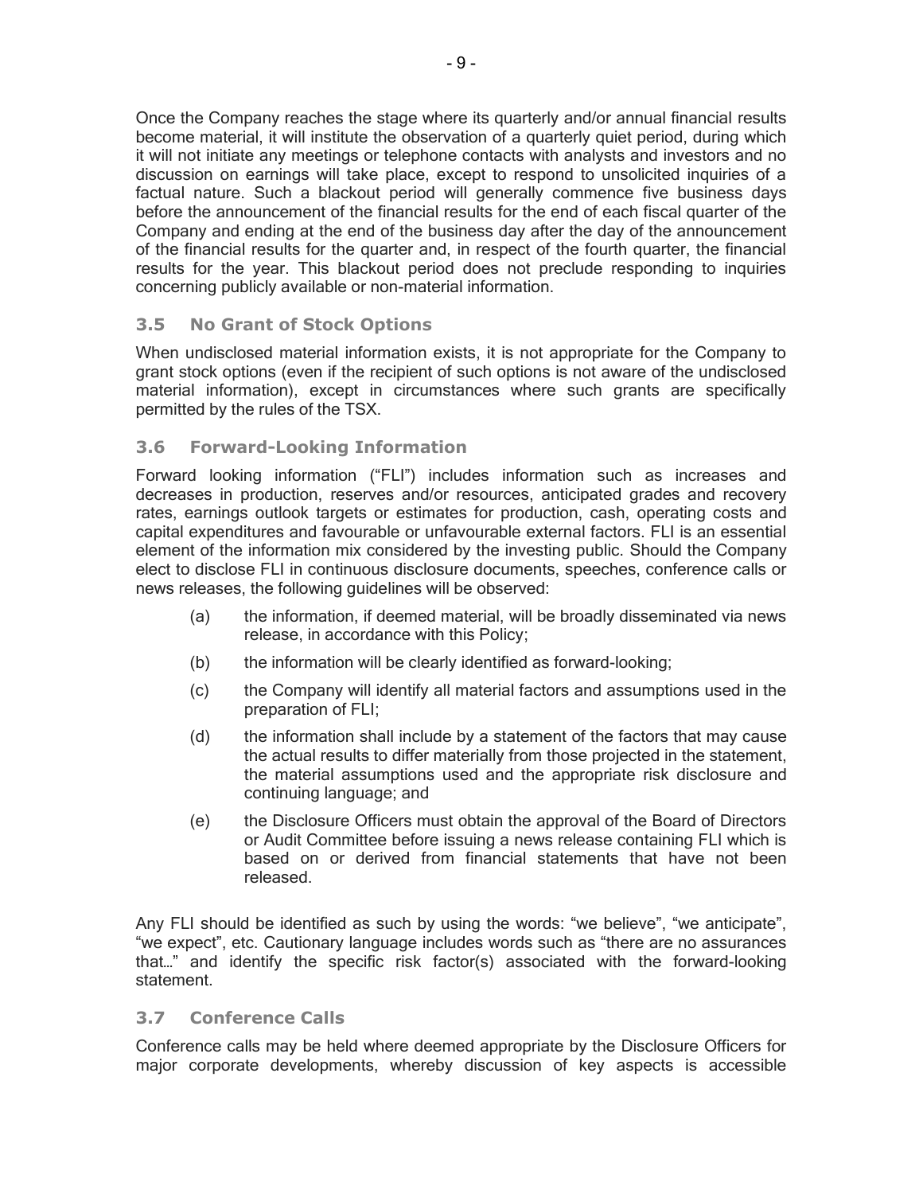Once the Company reaches the stage where its quarterly and/or annual financial results become material, it will institute the observation of a quarterly quiet period, during which it will not initiate any meetings or telephone contacts with analysts and investors and no discussion on earnings will take place, except to respond to unsolicited inquiries of a factual nature. Such a blackout period will generally commence five business days before the announcement of the financial results for the end of each fiscal quarter of the Company and ending at the end of the business day after the day of the announcement of the financial results for the quarter and, in respect of the fourth quarter, the financial results for the year. This blackout period does not preclude responding to inquiries concerning publicly available or non-material information.

### 3.5 No Grant of Stock Options

When undisclosed material information exists, it is not appropriate for the Company to grant stock options (even if the recipient of such options is not aware of the undisclosed material information), except in circumstances where such grants are specifically permitted by the rules of the TSX.

### 3.6 Forward-Looking Information

Forward looking information ("FLI") includes information such as increases and decreases in production, reserves and/or resources, anticipated grades and recovery rates, earnings outlook targets or estimates for production, cash, operating costs and capital expenditures and favourable or unfavourable external factors. FLI is an essential element of the information mix considered by the investing public. Should the Company elect to disclose FLI in continuous disclosure documents, speeches, conference calls or news releases, the following guidelines will be observed:

(a) the information, if deemed material, will be broadly disseminated via news release, in accordance with this Policy;

(b) the information will be clearly identified as forward-looking;

(c) the Company will identify all material factors and assumptions used in the preparation of FLI;

(d) the information shall include by a statement of the factors that may cause the actual results to differ materially from those projected in the statement, the material assumptions used and the appropriate risk disclosure and continuing language; and

(e) the Disclosure Officers must obtain the approval of the Board of Directors or Audit Committee before issuing a news release containing FLI which is based on or derived from financial statements that have not been released.

Any FLI should be identified as such by using the words: "we believe", "we anticipate", "we expect", etc. Cautionary language includes words such as "there are no assurances that…" and identify the specific risk factor(s) associated with the forward-looking statement.

### 3.7 Conference Calls

Conference calls may be held where deemed appropriate by the Disclosure Officers for major corporate developments, whereby discussion of key aspects is accessible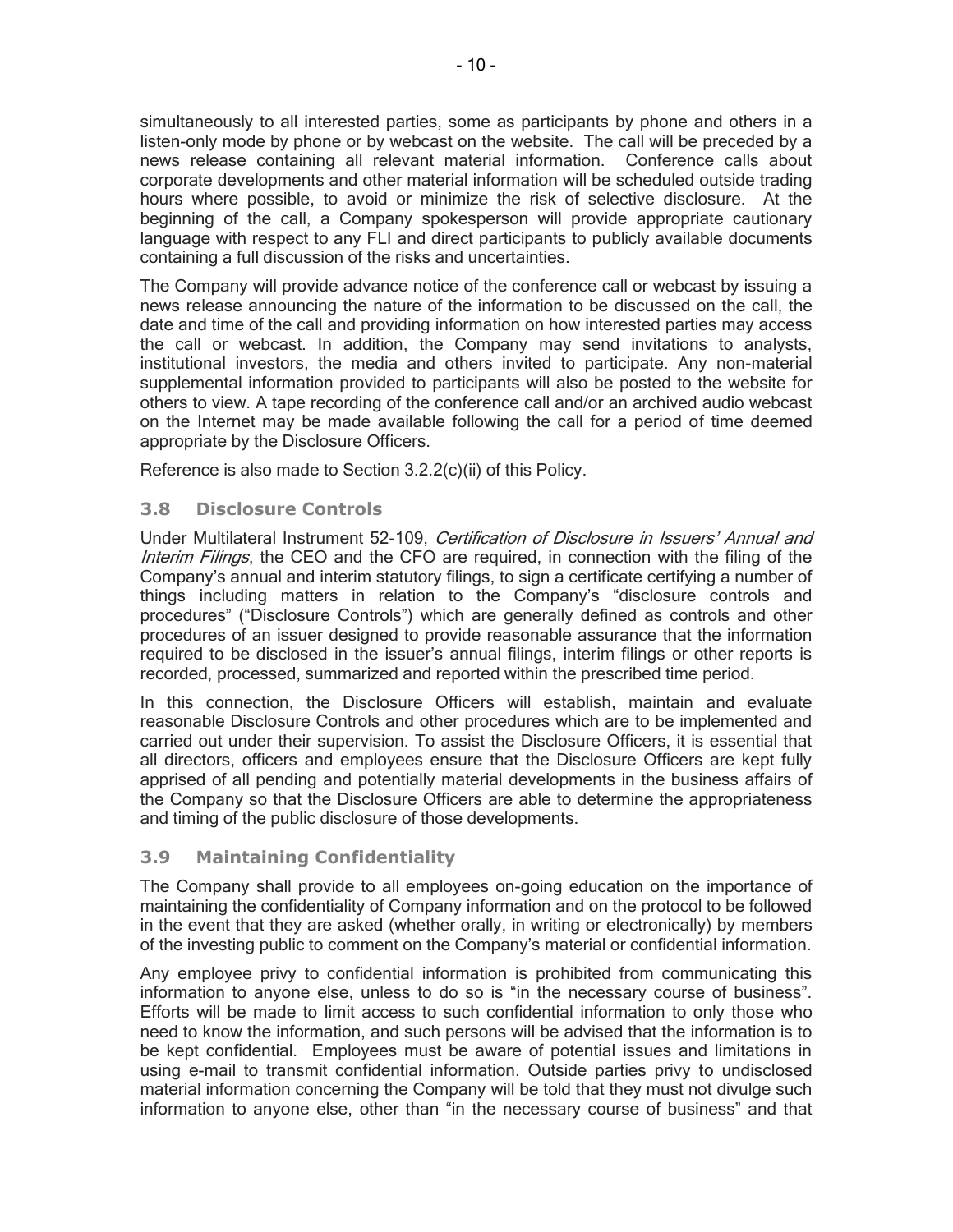simultaneously to all interested parties, some as participants by phone and others in a listen-only mode by phone or by webcast on the website. The call will be preceded by a news release containing all relevant material information. Conference calls about corporate developments and other material information will be scheduled outside trading hours where possible, to avoid or minimize the risk of selective disclosure. At the beginning of the call, a Company spokesperson will provide appropriate cautionary language with respect to any FLI and direct participants to publicly available documents containing a full discussion of the risks and uncertainties.

The Company will provide advance notice of the conference call or webcast by issuing a news release announcing the nature of the information to be discussed on the call, the date and time of the call and providing information on how interested parties may access the call or webcast. In addition, the Company may send invitations to analysts, institutional investors, the media and others invited to participate. Any non-material supplemental information provided to participants will also be posted to the website for others to view. A tape recording of the conference call and/or an archived audio webcast on the Internet may be made available following the call for a period of time deemed appropriate by the Disclosure Officers.

Reference is also made to Section 3.2.2(c)(ii) of this Policy.

### 3.8 Disclosure Controls

Under Multilateral Instrument 52-109, *Certification of Disclosure in Issuers' Annual and Interim Filings*, the CEO and the CFO are required, in connection with the filing of the Company's annual and interim statutory filings, to sign a certificate certifying a number of things including matters in relation to the Company's "disclosure controls and procedures" ("Disclosure Controls") which are generally defined as controls and other procedures of an issuer designed to provide reasonable assurance that the information required to be disclosed in the issuer's annual filings, interim filings or other reports is recorded, processed, summarized and reported within the prescribed time period.

In this connection, the Disclosure Officers will establish, maintain and evaluate reasonable Disclosure Controls and other procedures which are to be implemented and carried out under their supervision. To assist the Disclosure Officers, it is essential that all directors, officers and employees ensure that the Disclosure Officers are kept fully apprised of all pending and potentially material developments in the business affairs of the Company so that the Disclosure Officers are able to determine the appropriateness and timing of the public disclosure of those developments.

### 3.9 Maintaining Confidentiality

The Company shall provide to all employees on-going education on the importance of maintaining the confidentiality of Company information and on the protocol to be followed in the event that they are asked (whether orally, in writing or electronically) by members of the investing public to comment on the Company's material or confidential information.

Any employee privy to confidential information is prohibited from communicating this information to anyone else, unless to do so is "in the necessary course of business". Efforts will be made to limit access to such confidential information to only those who need to know the information, and such persons will be advised that the information is to be kept confidential. Employees must be aware of potential issues and limitations in using e-mail to transmit confidential information. Outside parties privy to undisclosed material information concerning the Company will be told that they must not divulge such information to anyone else, other than "in the necessary course of business" and that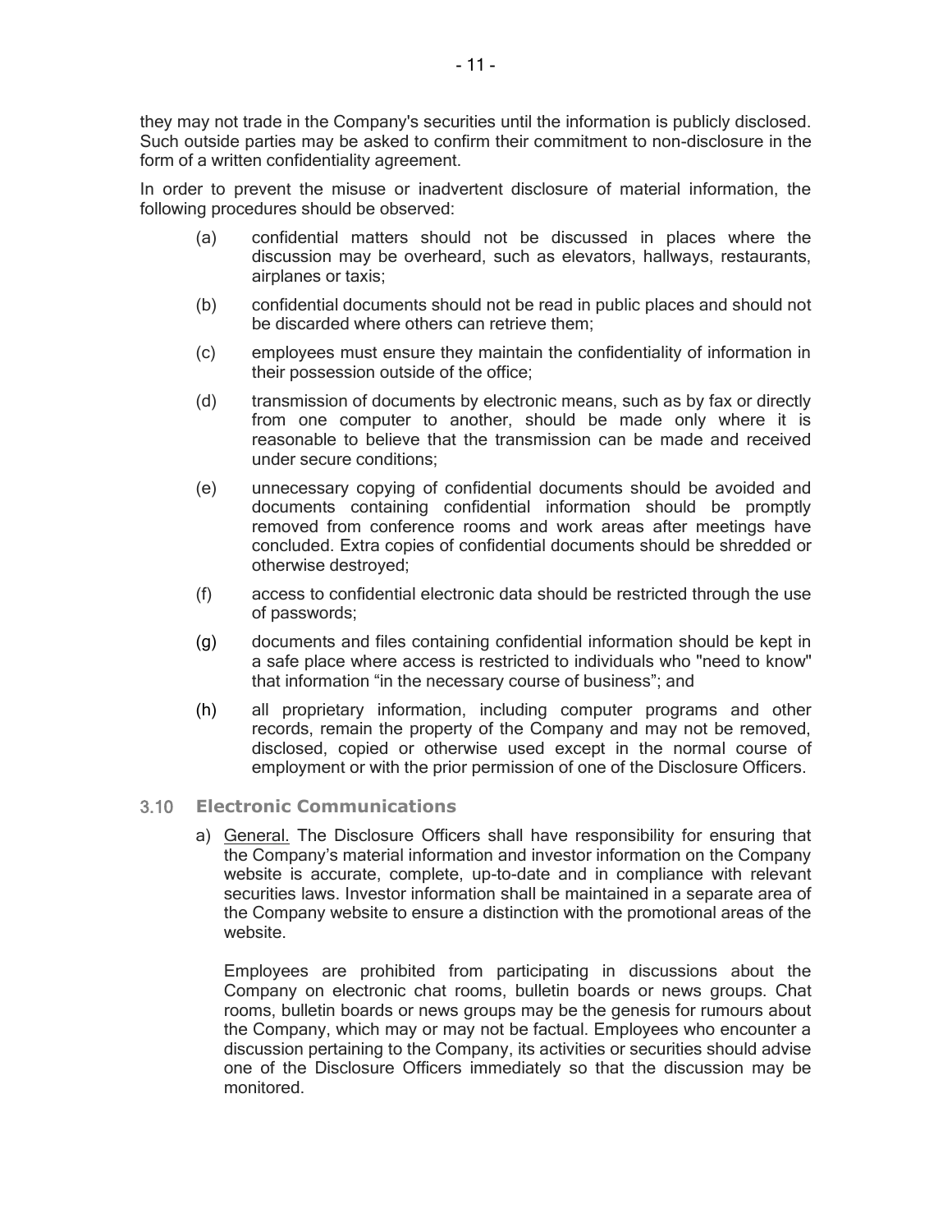they may not trade in the Company's securities until the information is publicly disclosed. Such outside parties may be asked to confirm their commitment to non-disclosure in the form of a written confidentiality agreement.

In order to prevent the misuse or inadvertent disclosure of material information, the following procedures should be observed:

(a) confidential matters should not be discussed in places where the discussion may be overheard, such as elevators, hallways, restaurants, airplanes or taxis;

(b) confidential documents should not be read in public places and should not be discarded where others can retrieve them;

(c) employees must ensure they maintain the confidentiality of information in their possession outside of the office;

(d) transmission of documents by electronic means, such as by fax or directly from one computer to another, should be made only where it is reasonable to believe that the transmission can be made and received under secure conditions;

(e) unnecessary copying of confidential documents should be avoided and documents containing confidential information should be promptly removed from conference rooms and work areas after meetings have concluded. Extra copies of confidential documents should be shredded or otherwise destroyed;

(f) access to confidential electronic data should be restricted through the use of passwords;

(g) documents and files containing confidential information should be kept in a safe place where access is restricted to individuals who "need to know" that information "in the necessary course of business"; and

(h) all proprietary information, including computer programs and other records, remain the property of the Company and may not be removed, disclosed, copied or otherwise used except in the normal course of employment or with the prior permission of one of the Disclosure Officers.

### 3.10 Electronic Communications

a) General. The Disclosure Officers shall have responsibility for ensuring that the Company's material information and investor information on the Company website is accurate, complete, up-to-date and in compliance with relevant securities laws. Investor information shall be maintained in a separate area of the Company website to ensure a distinction with the promotional areas of the website.

Employees are prohibited from participating in discussions about the Company on electronic chat rooms, bulletin boards or news groups. Chat rooms, bulletin boards or news groups may be the genesis for rumours about the Company, which may or may not be factual. Employees who encounter a discussion pertaining to the Company, its activities or securities should advise one of the Disclosure Officers immediately so that the discussion may be monitored.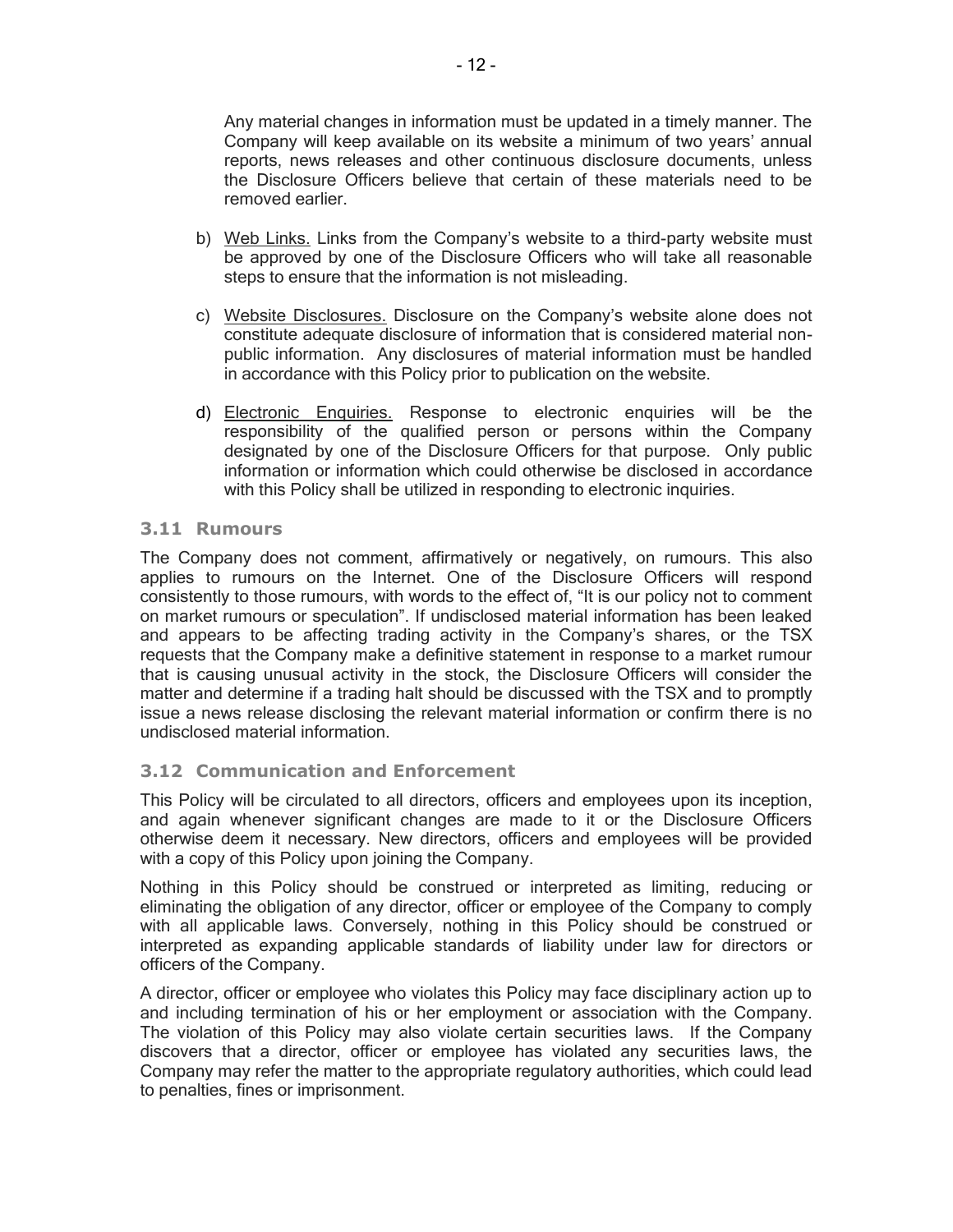Any material changes in information must be updated in a timely manner. The Company will keep available on its website a minimum of two years' annual reports, news releases and other continuous disclosure documents, unless the Disclosure Officers believe that certain of these materials need to be removed earlier.

b) Web Links. Links from the Company's website to a third-party website must be approved by one of the Disclosure Officers who will take all reasonable steps to ensure that the information is not misleading.

c) Website Disclosures. Disclosure on the Company's website alone does not constitute adequate disclosure of information that is considered material non-public information. Any disclosures of material information must be handled in accordance with this Policy prior to publication on the website.

d) Electronic Enquiries. Response to electronic enquiries will be the responsibility of the qualified person or persons within the Company designated by one of the Disclosure Officers for that purpose. Only public information or information which could otherwise be disclosed in accordance with this Policy shall be utilized in responding to electronic inquiries.

### 3.11 Rumours

The Company does not comment, affirmatively or negatively, on rumours. This also applies to rumours on the Internet. One of the Disclosure Officers will respond consistently to those rumours, with words to the effect of, "It is our policy not to comment on market rumours or speculation". If undisclosed material information has been leaked and appears to be affecting trading activity in the Company's shares, or the TSX requests that the Company make a definitive statement in response to a market rumour that is causing unusual activity in the stock, the Disclosure Officers will consider the matter and determine if a trading halt should be discussed with the TSX and to promptly issue a news release disclosing the relevant material information or confirm there is no undisclosed material information.

### 3.12 Communication and Enforcement

This Policy will be circulated to all directors, officers and employees upon its inception, and again whenever significant changes are made to it or the Disclosure Officers otherwise deem it necessary. New directors, officers and employees will be provided with a copy of this Policy upon joining the Company.

Nothing in this Policy should be construed or interpreted as limiting, reducing or eliminating the obligation of any director, officer or employee of the Company to comply with all applicable laws. Conversely, nothing in this Policy should be construed or interpreted as expanding applicable standards of liability under law for directors or officers of the Company.

A director, officer or employee who violates this Policy may face disciplinary action up to and including termination of his or her employment or association with the Company. The violation of this Policy may also violate certain securities laws. If the Company discovers that a director, officer or employee has violated any securities laws, the Company may refer the matter to the appropriate regulatory authorities, which could lead to penalties, fines or imprisonment.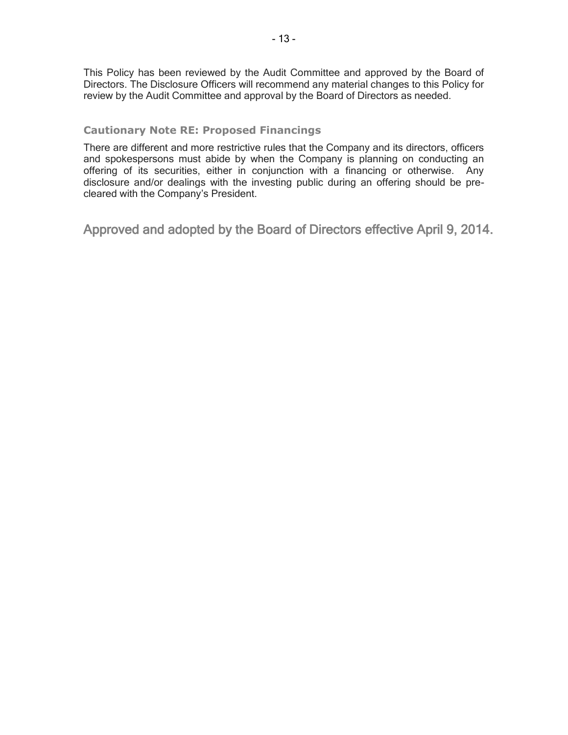This Policy has been reviewed by the Audit Committee and approved by the Board of Directors. The Disclosure Officers will recommend any material changes to this Policy for review by the Audit Committee and approval by the Board of Directors as needed.

### Cautionary Note RE: Proposed Financings

There are different and more restrictive rules that the Company and its directors, officers and spokespersons must abide by when the Company is planning on conducting an offering of its securities, either in conjunction with a financing or otherwise. Any disclosure and/or dealings with the investing public during an offering should be pre-cleared with the Company's President.

## Approved and adopted by the Board of Directors effective April 9, 2014.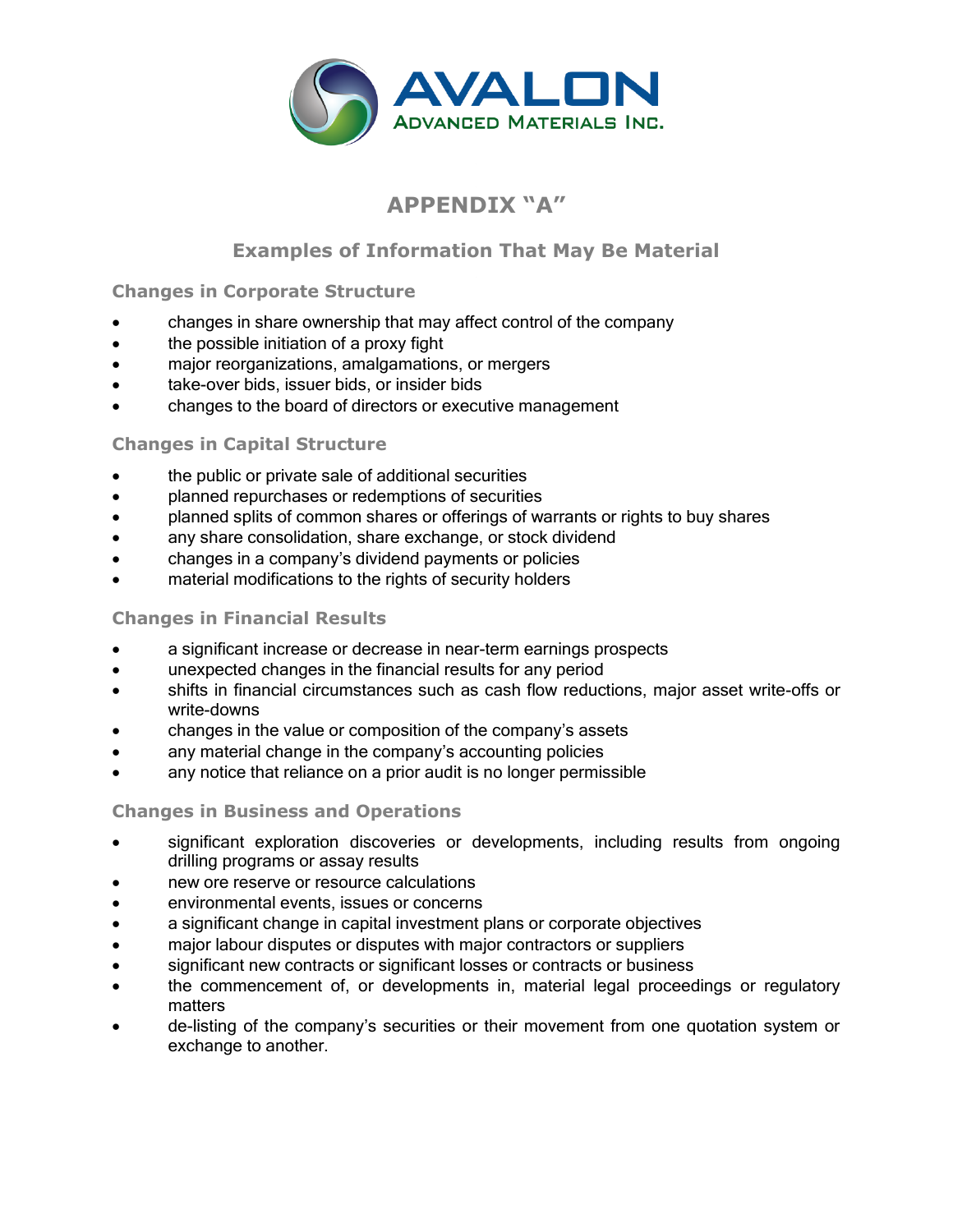# APPENDIX "A"

## Examples of Information That May Be Material

### Changes in Corporate Structure

- changes in share ownership that may affect control of the company
- the possible initiation of a proxy fight
- major reorganizations, amalgamations, or mergers
- take-over bids, issuer bids, or insider bids
- changes to the board of directors or executive management

### Changes in Capital Structure

- the public or private sale of additional securities
- planned repurchases or redemptions of securities
- planned splits of common shares or offerings of warrants or rights to buy shares
- any share consolidation, share exchange, or stock dividend
- changes in a company's dividend payments or policies
- material modifications to the rights of security holders

### Changes in Financial Results

- a significant increase or decrease in near-term earnings prospects
- unexpected changes in the financial results for any period
- shifts in financial circumstances such as cash flow reductions, major asset write-offs or write-downs
- changes in the value or composition of the company's assets
- any material change in the company's accounting policies
- any notice that reliance on a prior audit is no longer permissible

### Changes in Business and Operations

- significant exploration discoveries or developments, including results from ongoing drilling programs or assay results
- new ore reserve or resource calculations
- environmental events, issues or concerns
- a significant change in capital investment plans or corporate objectives
- major labour disputes or disputes with major contractors or suppliers
- significant new contracts or significant losses or contracts or business
- the commencement of, or developments in, material legal proceedings or regulatory matters
- de-listing of the company's securities or their movement from one quotation system or exchange to another.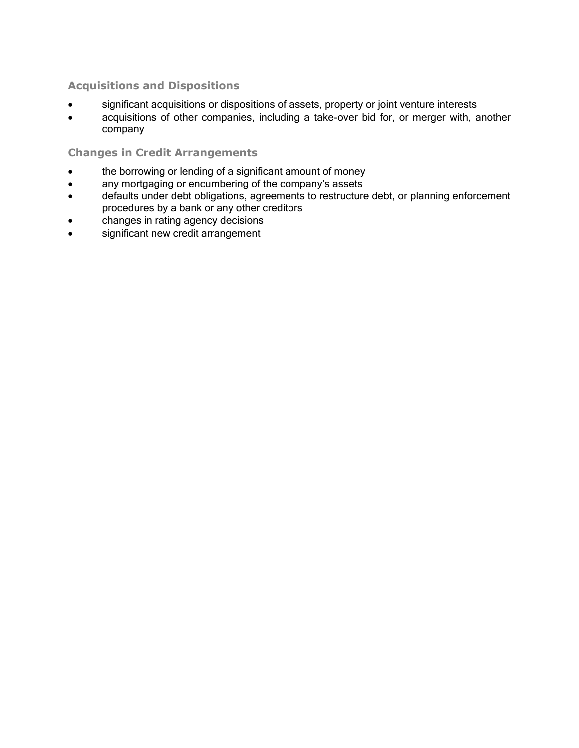### Acquisitions and Dispositions

- significant acquisitions or dispositions of assets, property or joint venture interests
- acquisitions of other companies, including a take-over bid for, or merger with, another company

### Changes in Credit Arrangements

- the borrowing or lending of a significant amount of money
- any mortgaging or encumbering of the company's assets
- defaults under debt obligations, agreements to restructure debt, or planning enforcement procedures by a bank or any other creditors
- changes in rating agency decisions
- significant new credit arrangement